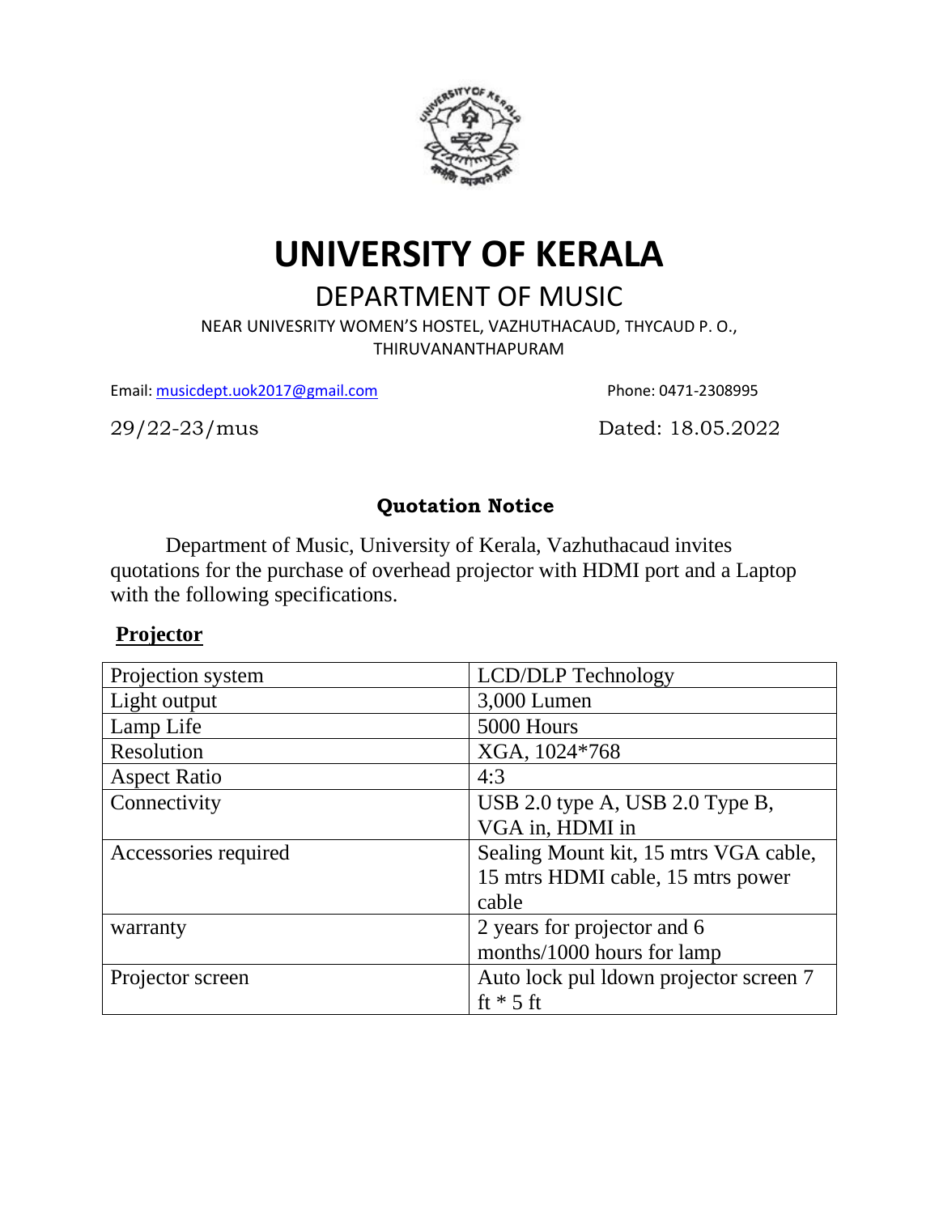# UNIVERSITY OF KERALA

## DEPARTMENT OF MUSIC

NEAR UNIVESRITY WOMEN'S HOSTEL, VAZHUTHACAUD, THYCAUD P. O., THIRUVANANTHAPURAM

Email: musicdept.uok2017@gmail.com Phone: 0471-2308995

29/22-23/mus Dated: 18.05.2022

### Quotation Notice

Department of Music, University of Kerala, Vazhuthacaud invites quotations for the purchase of overhead projector with HDMI port and a Laptop with the following specifications.

**Projector**

| Projection system | LCD/DLP Technology |
|---|---|
| Light output | 3,000 Lumen |
| Lamp Life | 5000 Hours |
| Resolution | XGA, 1024*768 |
| Aspect Ratio | 4:3 |
| Connectivity | USB 2.0 type A, USB 2.0 Type B, VGA in, HDMI in |
| Accessories required | Sealing Mount kit, 15 mtrs VGA cable, 15 mtrs HDMI cable, 15 mtrs power cable |
| warranty | 2 years for projector and 6 months/1000 hours for lamp |
| Projector screen | Auto lock pul ldown projector screen 7 ft * 5 ft |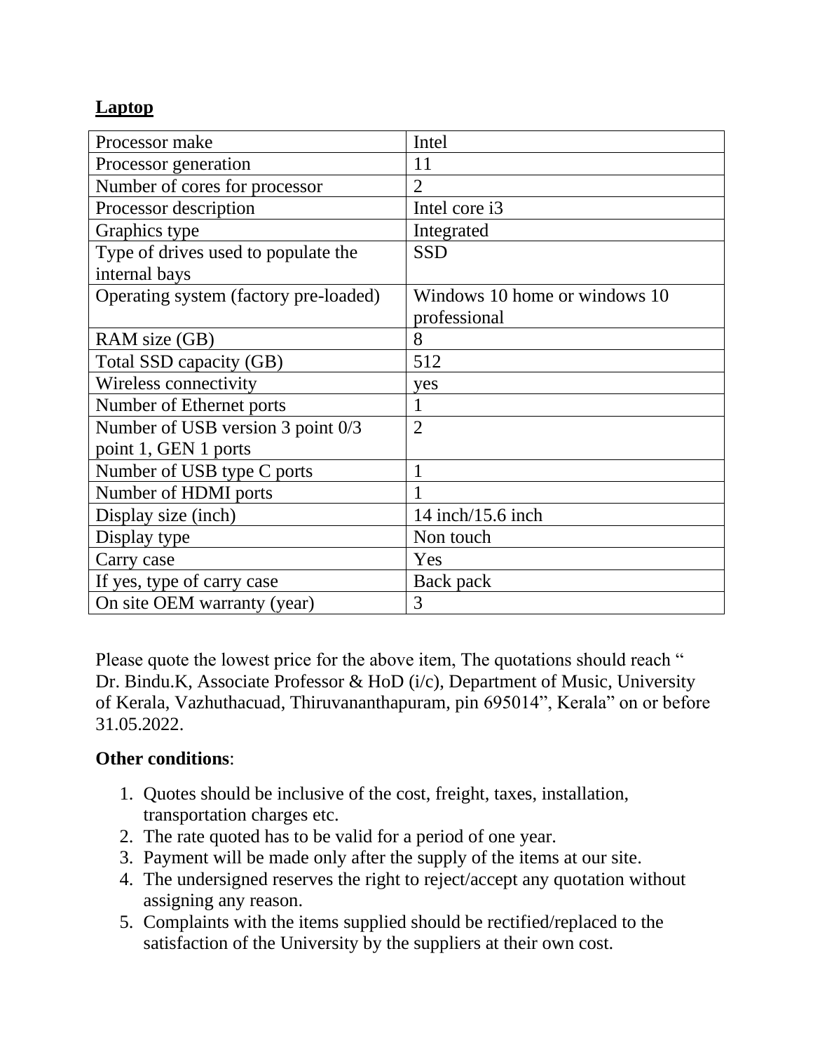**Laptop**

| | |
|---|---|
| Processor make | Intel |
| Processor generation | 11 |
| Number of cores for processor | 2 |
| Processor description | Intel core i3 |
| Graphics type | Integrated |
| Type of drives used to populate the internal bays | SSD |
| Operating system (factory pre-loaded) | Windows 10 home or windows 10 professional |
| RAM size (GB) | 8 |
| Total SSD capacity (GB) | 512 |
| Wireless connectivity | yes |
| Number of Ethernet ports | 1 |
| Number of USB version 3 point 0/3 point 1, GEN 1 ports | 2 |
| Number of USB type C ports | 1 |
| Number of HDMI ports | 1 |
| Display size (inch) | 14 inch/15.6 inch |
| Display type | Non touch |
| Carry case | Yes |
| If yes, type of carry case | Back pack |
| On site OEM warranty (year) | 3 |

Please quote the lowest price for the above item, The quotations should reach " Dr. Bindu.K, Associate Professor & HoD (i/c), Department of Music, University of Kerala, Vazhuthacuad, Thiruvananthapuram, pin 695014", Kerala" on or before 31.05.2022.

**Other conditions**:

1. Quotes should be inclusive of the cost, freight, taxes, installation, transportation charges etc.
2. The rate quoted has to be valid for a period of one year.
3. Payment will be made only after the supply of the items at our site.
4. The undersigned reserves the right to reject/accept any quotation without assigning any reason.
5. Complaints with the items supplied should be rectified/replaced to the satisfaction of the University by the suppliers at their own cost.